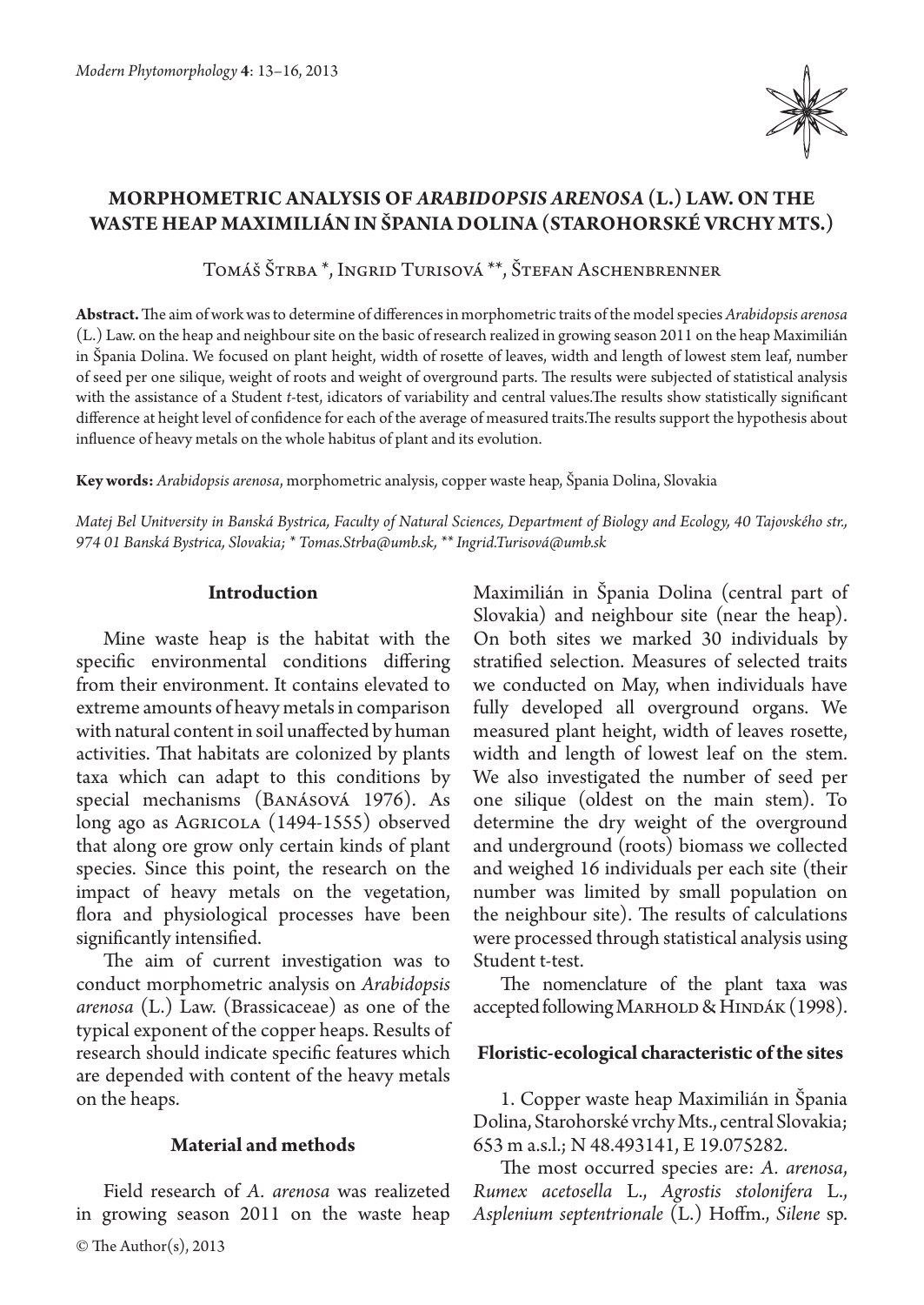# MORPHOMETRIC ANALYSIS OF *ARABIDOPSIS ARENOSA* (L.) LAW. ON THE WASTE HEAP MAXIMILIÁN IN ŠPANIA DOLINA (STAROHORSKÉ VRCHY MTS.)

Tomáš Štrba *, Ingrid Turisová **, Štefan Aschenbrenner

**Abstract.** The aim of work was to determine of differences in morphometric traits of the model species *Arabidopsis arenosa* (L.) Law. on the heap and neighbour site on the basic of research realized in growing season 2011 on the heap Maximilián in Špania Dolina. We focused on plant height, width of rosette of leaves, width and length of lowest stem leaf, number of seed per one silique, weight of roots and weight of overground parts. The results were subjected of statistical analysis with the assistance of a Student *t*-test, indicators of variability and central values. The results show statistically significant difference at height level of confidence for each of the average of measured traits. The results support the hypothesis about influence of heavy metals on the whole habitus of plant and its evolution.

**Key words:** *Arabidopsis arenosa*, morphometric analysis, copper waste heap, Špania Dolina, Slovakia

*Matej Bel Unitversity in Banská Bystrica, Faculty of Natural Sciences, Department of Biology and Ecology, 40 Tajovského str., 974 01 Banská Bystrica, Slovakia; * Tomas.Strba@umb.sk, ** Ingrid.Turisová@umb.sk*

## Introduction

Mine waste heap is the habitat with the specific environmental conditions differing from their environment. It contains elevated to extreme amounts of heavy metals in comparison with natural content in soil unaffected by human activities. That habitats are colonized by plants taxa which can adapt to this conditions by special mechanisms (Banásová 1976). As long ago as Agricola (1494-1555) observed that along ore grow only certain kinds of plant species. Since this point, the research on the impact of heavy metals on the vegetation, flora and physiological processes have been significantly intensified.

The aim of current investigation was to conduct morphometric analysis on *Arabidopsis arenosa* (L.) Law. (Brassicaceae) as one of the typical exponent of the copper heaps. Results of research should indicate specific features which are depended with content of the heavy metals on the heaps.

## Material and methods

Field research of *A. arenosa* was realizeted in growing season 2011 on the waste heap Maximilián in Špania Dolina (central part of Slovakia) and neighbour site (near the heap). On both sites we marked 30 individuals by stratified selection. Measures of selected traits we conducted on May, when individuals have fully developed all overground organs. We measured plant height, width of leaves rosette, width and length of lowest leaf on the stem. We also investigated the number of seed per one silique (oldest on the main stem). To determine the dry weight of the overground and underground (roots) biomass we collected and weighed 16 individuals per each site (their number was limited by small population on the neighbour site). The results of calculations were processed through statistical analysis using Student t-test.

The nomenclature of the plant taxa was accepted following Marhold & Hindák (1998).

## Floristic-ecological characteristic of the sites

1. Copper waste heap Maximilián in Špania Dolina, Starohorské vrchy Mts., central Slovakia; 653 m a.s.l.; N 48.493141, E 19.075282.

The most occurred species are: *A. arenosa*, *Rumex acetosella* L., *Agrostis stolonifera* L., *Asplenium septentrionale* (L.) Hoffm., *Silene* sp.

© The Author(s), 2013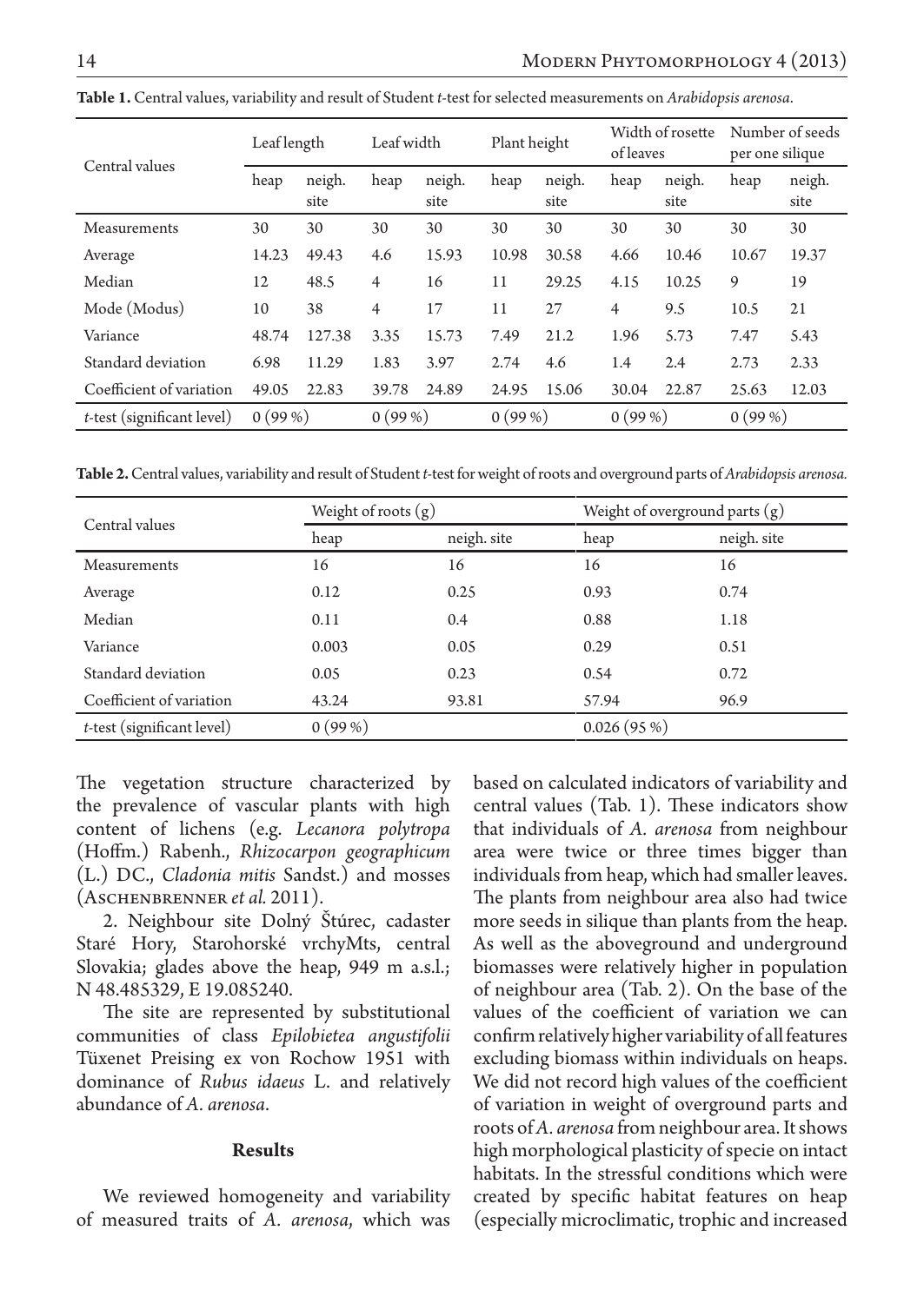**Table 1.** Central values, variability and result of Student *t*-test for selected measurements on *Arabidopsis arenosa*.

| Central values | Leaf length | | Leaf width | | Plant height | | Width of rosette of leaves | | Number of seeds per one silique | |
|---|---|---|---|---|---|---|---|---|---|---|
| | heap | neigh. site | heap | neigh. site | heap | neigh. site | heap | neigh. site | heap | neigh. site |
| Measurements | 30 | 30 | 30 | 30 | 30 | 30 | 30 | 30 | 30 | 30 |
| Average | 14.23 | 49.43 | 4.6 | 15.93 | 10.98 | 30.58 | 4.66 | 10.46 | 10.67 | 19.37 |
| Median | 12 | 48.5 | 4 | 16 | 11 | 29.25 | 4.15 | 10.25 | 9 | 19 |
| Mode (Modus) | 10 | 38 | 4 | 17 | 11 | 27 | 4 | 9.5 | 10.5 | 21 |
| Variance | 48.74 | 127.38 | 3.35 | 15.73 | 7.49 | 21.2 | 1.96 | 5.73 | 7.47 | 5.43 |
| Standard deviation | 6.98 | 11.29 | 1.83 | 3.97 | 2.74 | 4.6 | 1.4 | 2.4 | 2.73 | 2.33 |
| Coefficient of variation | 49.05 | 22.83 | 39.78 | 24.89 | 24.95 | 15.06 | 30.04 | 22.87 | 25.63 | 12.03 |
| *t*-test (significant level) | 0 (99 %) | | 0 (99 %) | | 0 (99 %) | | 0 (99 %) | | 0 (99 %) | |

**Table 2.** Central values, variability and result of Student *t*-test for weight of roots and overground parts of *Arabidopsis arenosa.*

| Central values | Weight of roots (g) | | Weight of overground parts (g) | |
|---|---|---|---|---|
| | heap | neigh. site | heap | neigh. site |
| Measurements | 16 | 16 | 16 | 16 |
| Average | 0.12 | 0.25 | 0.93 | 0.74 |
| Median | 0.11 | 0.4 | 0.88 | 1.18 |
| Variance | 0.003 | 0.05 | 0.29 | 0.51 |
| Standard deviation | 0.05 | 0.23 | 0.54 | 0.72 |
| Coefficient of variation | 43.24 | 93.81 | 57.94 | 96.9 |
| *t*-test (significant level) | 0 (99 %) | | 0.026 (95 %) | |

The vegetation structure characterized by the prevalence of vascular plants with high content of lichens (e.g. *Lecanora polytropa* (Hoffm.) Rabenh., *Rhizocarpon geographicum* (L.) DC., *Cladonia mitis* Sandst.) and mosses (Aschenbrenner *et al.* 2011).

2. Neighbour site Dolný Štúrec, cadaster Staré Hory, Starohorské vrchyMts, central Slovakia; glades above the heap, 949 m a.s.l.; N 48.485329, E 19.085240.

The site are represented by substitutional communities of class *Epilobietea angustifolii* Tüxenet Preising ex von Rochow 1951 with dominance of *Rubus idaeus* L. and relatively abundance of *A. arenosa*.

## Results

We reviewed homogeneity and variability of measured traits of *A. arenosa*, which was based on calculated indicators of variability and central values (Tab. 1). These indicators show that individuals of *A. arenosa* from neighbour area were twice or three times bigger than individuals from heap, which had smaller leaves. The plants from neighbour area also had twice more seeds in silique than plants from the heap. As well as the aboveground and underground biomasses were relatively higher in population of neighbour area (Tab. 2). On the base of the values of the coefficient of variation we can confirm relatively higher variability of all features excluding biomass within individuals on heaps. We did not record high values of the coefficient of variation in weight of overground parts and roots of *A. arenosa* from neighbour area. It shows high morphological plasticity of specie on intact habitats. In the stressful conditions which were created by specific habitat features on heap (especially microclimatic, trophic and increased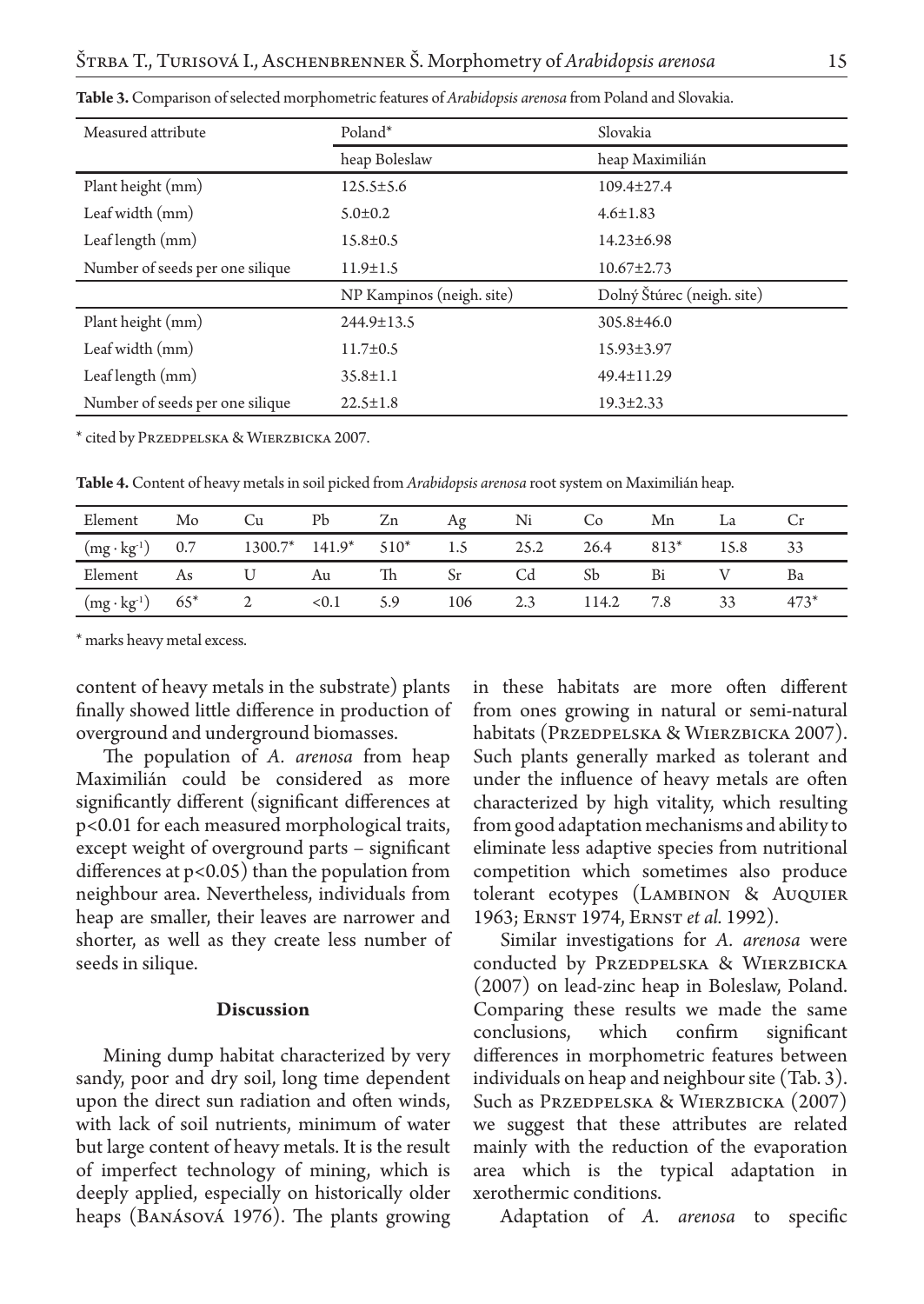**Table 3.** Comparison of selected morphometric features of *Arabidopsis arenosa* from Poland and Slovakia.

| Measured attribute | Poland* | Slovakia |
|---|---|---|
| | heap Boleslaw | heap Maximilián |
| Plant height (mm) | 125.5±5.6 | 109.4±27.4 |
| Leaf width (mm) | 5.0±0.2 | 4.6±1.83 |
| Leaf length (mm) | 15.8±0.5 | 14.23±6.98 |
| Number of seeds per one silique | 11.9±1.5 | 10.67±2.73 |
| | NP Kampinos (neigh. site) | Dolný Štúrec (neigh. site) |
| Plant height (mm) | 244.9±13.5 | 305.8±46.0 |
| Leaf width (mm) | 11.7±0.5 | 15.93±3.97 |
| Leaf length (mm) | 35.8±1.1 | 49.4±11.29 |
| Number of seeds per one silique | 22.5±1.8 | 19.3±2.33 |

\* cited by Przedpelska & Wierzbicka 2007.

**Table 4.** Content of heavy metals in soil picked from *Arabidopsis arenosa* root system on Maximilián heap.

| Element | Mo | Cu | Pb | Zn | Ag | Ni | Co | Mn | La | Cr |
|---|---|---|---|---|---|---|---|---|---|---|
| $(mg \cdot kg^{-1})$ | 0.7 | 1300.7* | 141.9* | 510* | 1.5 | 25.2 | 26.4 | 813* | 15.8 | 33 |
| Element | As | U | Au | Th | Sr | Cd | Sb | Bi | V | Ba |
| $(mg \cdot kg^{-1})$ | 65* | 2 | <0.1 | 5.9 | 106 | 2.3 | 114.2 | 7.8 | 33 | 473* |

\* marks heavy metal excess.

content of heavy metals in the substrate) plants finally showed little difference in production of overground and underground biomasses.

The population of *A. arenosa* from heap Maximilián could be considered as more significantly different (significant differences at $p<0.01$ for each measured morphological traits, except weight of overground parts – significant differences at $p<0.05$) than the population from neighbour area. Nevertheless, individuals from heap are smaller, their leaves are narrower and shorter, as well as they create less number of seeds in silique.

## Discussion

Mining dump habitat characterized by very sandy, poor and dry soil, long time dependent upon the direct sun radiation and often winds, with lack of soil nutrients, minimum of water but large content of heavy metals. It is the result of imperfect technology of mining, which is deeply applied, especially on historically older heaps (Banásová 1976). The plants growing in these habitats are more often different from ones growing in natural or semi-natural habitats (Przedpelska & Wierzbicka 2007). Such plants generally marked as tolerant and under the influence of heavy metals are often characterized by high vitality, which resulting from good adaptation mechanisms and ability to eliminate less adaptive species from nutritional competition which sometimes also produce tolerant ecotypes (Lambinon & Auquier 1963; Ernst 1974, Ernst *et al.* 1992).

Similar investigations for *A. arenosa* were conducted by Przedpelska & Wierzbicka (2007) on lead-zinc heap in Boleslaw, Poland. Comparing these results we made the same conclusions, which confirm significant differences in morphometric features between individuals on heap and neighbour site (Tab. 3). Such as Przedpelska & Wierzbicka (2007) we suggest that these attributes are related mainly with the reduction of the evaporation area which is the typical adaptation in xerothermic conditions.

Adaptation of *A. arenosa* to specific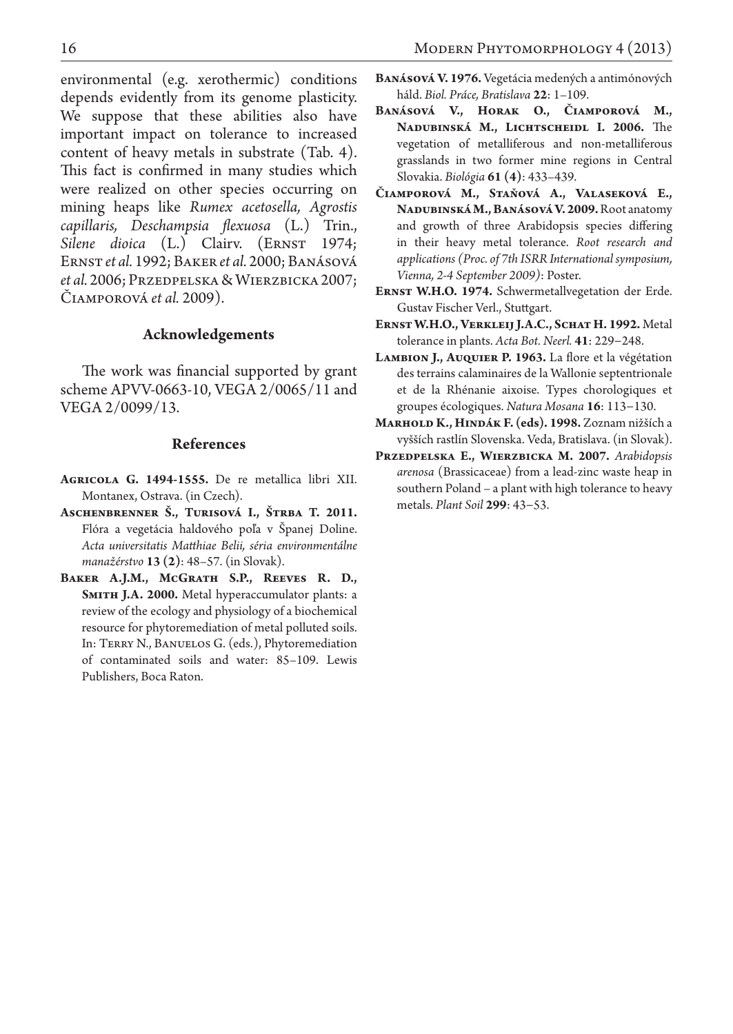environmental (e.g. xerothermic) conditions depends evidently from its genome plasticity. We suppose that these abilities also have important impact on tolerance to increased content of heavy metals in substrate (Tab. 4). This fact is confirmed in many studies which were realized on other species occurring on mining heaps like *Rumex acetosella, Agrostis capillaris, Deschampsia flexuosa* (L.) Trin., *Silene dioica* (L.) Clairv. (Ernst 1974; Ernst *et al.* 1992; Baker *et al.* 2000; Banásová *et al.* 2006; Przedpelska & Wierzbicka 2007; Čiamporová *et al.* 2009).

## Acknowledgements

The work was financial supported by grant scheme APVV-0663-10, VEGA 2/0065/11 and VEGA 2/0099/13.

## References

**Agricola G. 1494-1555.** De re metallica libri XII. Montanex, Ostrava. (in Czech).

**Aschenbrenner Š., Turisová I., Štrba T. 2011.** Flóra a vegetácia haldového poľa v Španej Doline. *Acta universitatis Matthiae Belii, séria environmentálne manažérstvo* **13 (2)**: 48–57. (in Slovak).

**Baker A.J.M., McGrath S.P., Reeves R. D., Smith J.A. 2000.** Metal hyperaccumulator plants: a review of the ecology and physiology of a biochemical resource for phytoremediation of metal polluted soils. In: Terry N., Banuelos G. (eds.), Phytoremediation of contaminated soils and water: 85–109. Lewis Publishers, Boca Raton.

**Banásová V. 1976.** Vegetácia medených a antimónových háld. *Biol. Práce, Bratislava* **22**: 1–109.

**Banásová V., Horak O., Čiamporová M., Nadubinská M., Lichtscheidl I. 2006.** The vegetation of metalliferous and non-metalliferous grasslands in two former mine regions in Central Slovakia. *Biológia* **61 (4)**: 433–439.

**Čiamporová M., Staňová A., Valaseková E., Nadubinská M., Banásová V. 2009.** Root anatomy and growth of three Arabidopsis species differing in their heavy metal tolerance. *Root research and applications (Proc. of 7th ISRR International symposium, Vienna, 2-4 September 2009)*: Poster.

**Ernst W.H.O. 1974.** Schwermetallvegetation der Erde. Gustav Fischer Verl., Stuttgart.

**Ernst W.H.O., Verkleij J.A.C., Schat H. 1992.** Metal tolerance in plants. *Acta Bot. Neerl.* **41**: 229–248.

**Lambion J., Auquier P. 1963.** La flore et la végétation des terrains calaminaires de la Wallonie septentrionale et de la Rhénanie aixoise. Types chorologiques et groupes écologiques. *Natura Mosana* **16**: 113–130.

**Marhold K., Hindák F. (eds). 1998.** Zoznam nižších a vyšších rastlín Slovenska. Veda, Bratislava. (in Slovak).

**Przedpelska E., Wierzbicka M. 2007.** *Arabidopsis arenosa* (Brassicaceae) from a lead-zinc waste heap in southern Poland – a plant with high tolerance to heavy metals. *Plant Soil* **299**: 43–53.